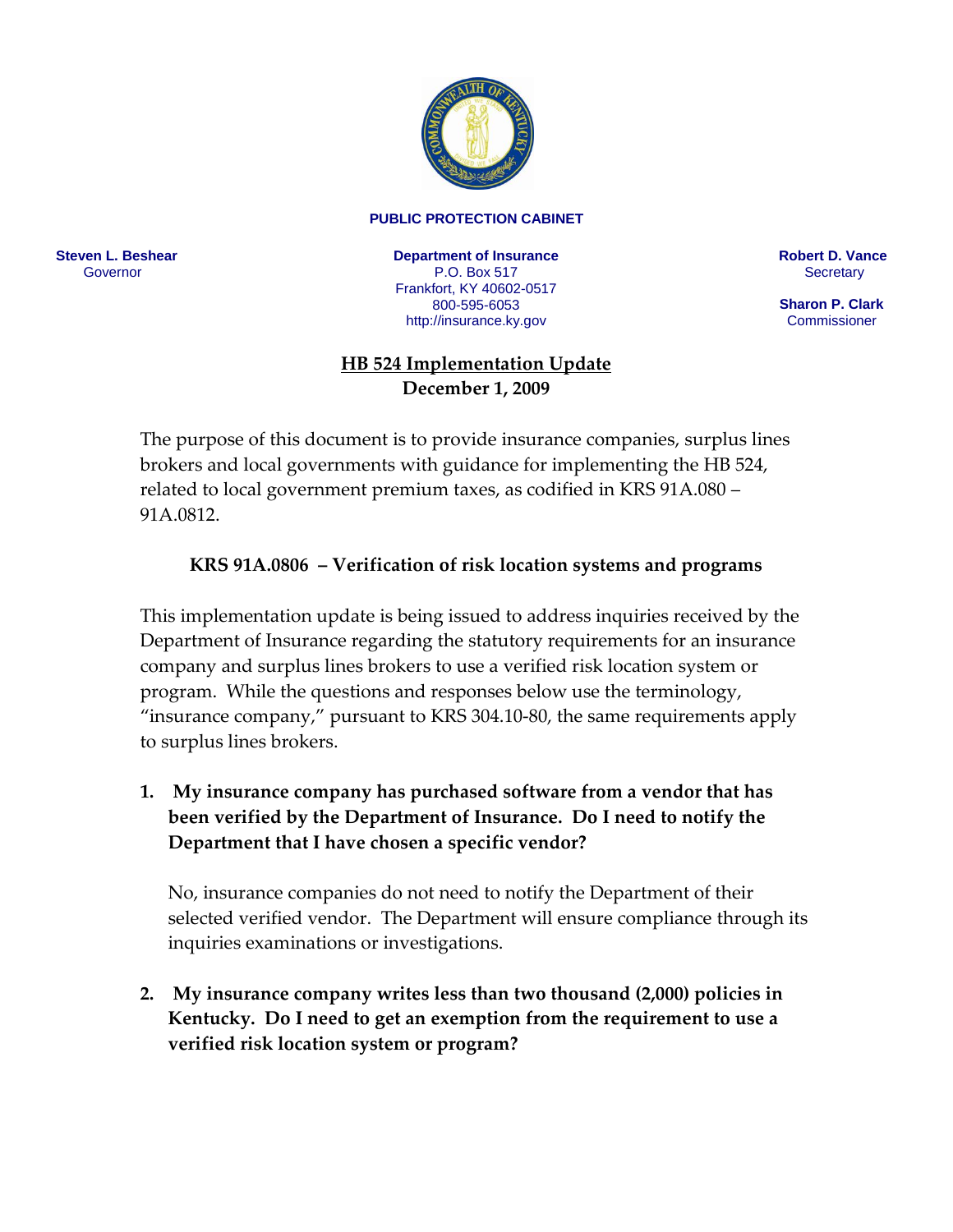**PUBLIC PROTECTION CABINET**

**Steven L. Beshear**
Governor

**Department of Insurance**
P.O. Box 517
Frankfort, KY 40602-0517
800-595-6053
http://insurance.ky.gov

**Robert D. Vance**
Secretary

**Sharon P. Clark**
Commissioner

# HB 524 Implementation Update
**December 1, 2009**

The purpose of this document is to provide insurance companies, surplus lines brokers and local governments with guidance for implementing the HB 524, related to local government premium taxes, as codified in KRS 91A.080 – 91A.0812.

## KRS 91A.0806 – Verification of risk location systems and programs

This implementation update is being issued to address inquiries received by the Department of Insurance regarding the statutory requirements for an insurance company and surplus lines brokers to use a verified risk location system or program. While the questions and responses below use the terminology, "insurance company," pursuant to KRS 304.10-80, the same requirements apply to surplus lines brokers.

**1. My insurance company has purchased software from a vendor that has been verified by the Department of Insurance. Do I need to notify the Department that I have chosen a specific vendor?**

No, insurance companies do not need to notify the Department of their selected verified vendor. The Department will ensure compliance through its inquiries examinations or investigations.

**2. My insurance company writes less than two thousand (2,000) policies in Kentucky. Do I need to get an exemption from the requirement to use a verified risk location system or program?**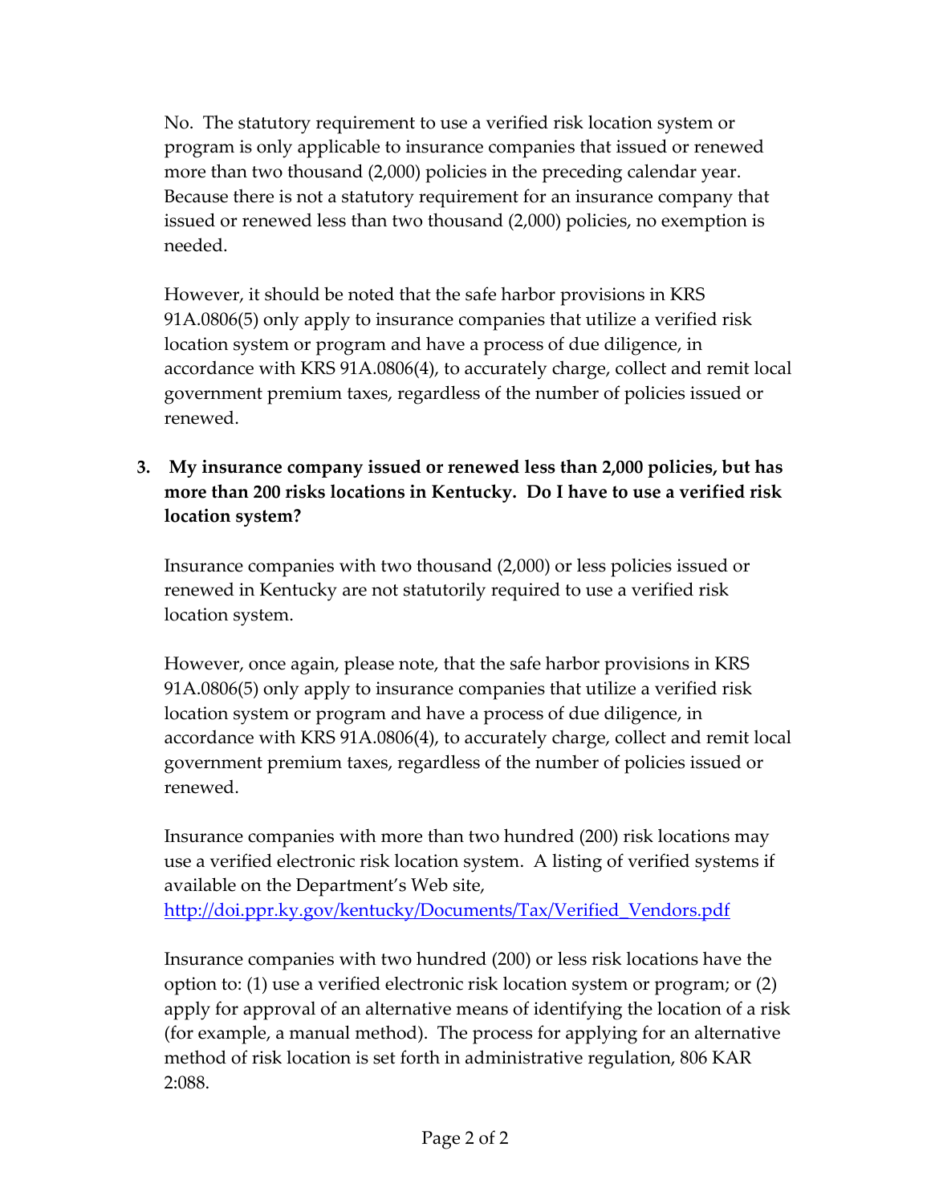No. The statutory requirement to use a verified risk location system or program is only applicable to insurance companies that issued or renewed more than two thousand (2,000) policies in the preceding calendar year. Because there is not a statutory requirement for an insurance company that issued or renewed less than two thousand (2,000) policies, no exemption is needed.

However, it should be noted that the safe harbor provisions in KRS 91A.0806(5) only apply to insurance companies that utilize a verified risk location system or program and have a process of due diligence, in accordance with KRS 91A.0806(4), to accurately charge, collect and remit local government premium taxes, regardless of the number of policies issued or renewed.

3. **My insurance company issued or renewed less than 2,000 policies, but has more than 200 risks locations in Kentucky. Do I have to use a verified risk location system?**

Insurance companies with two thousand (2,000) or less policies issued or renewed in Kentucky are not statutorily required to use a verified risk location system.

However, once again, please note, that the safe harbor provisions in KRS 91A.0806(5) only apply to insurance companies that utilize a verified risk location system or program and have a process of due diligence, in accordance with KRS 91A.0806(4), to accurately charge, collect and remit local government premium taxes, regardless of the number of policies issued or renewed.

Insurance companies with more than two hundred (200) risk locations may use a verified electronic risk location system. A listing of verified systems if available on the Department's Web site, [http://doi.ppr.ky.gov/kentucky/Documents/Tax/Verified_Vendors.pdf](http://doi.ppr.ky.gov/kentucky/Documents/Tax/Verified_Vendors.pdf)

Insurance companies with two hundred (200) or less risk locations have the option to: (1) use a verified electronic risk location system or program; or (2) apply for approval of an alternative means of identifying the location of a risk (for example, a manual method). The process for applying for an alternative method of risk location is set forth in administrative regulation, 806 KAR 2:088.